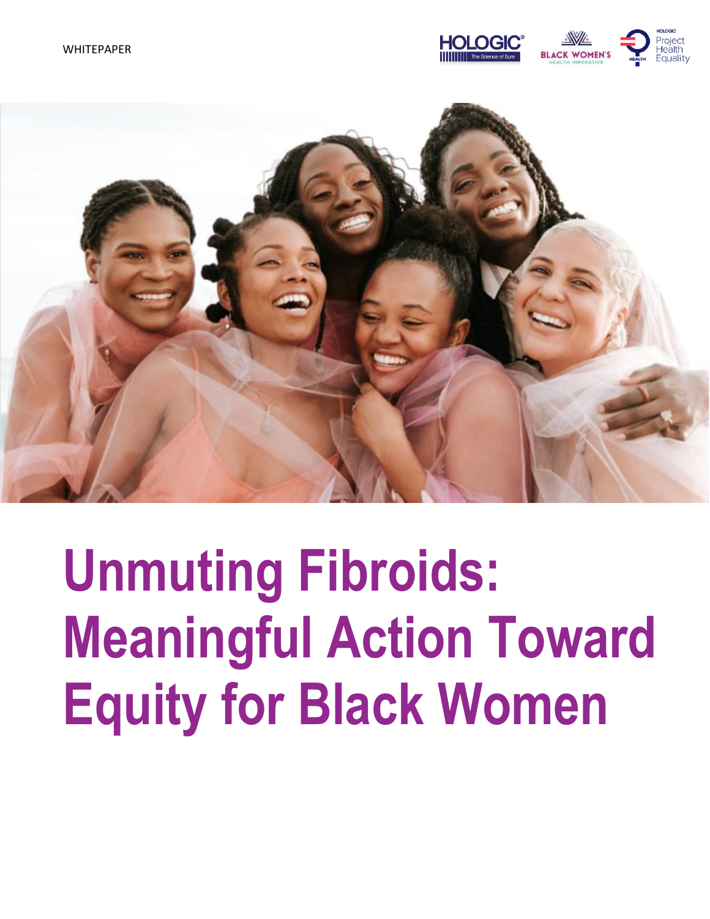WHITEPAPER

# Unmuting Fibroids: Meaningful Action Toward Equity for Black Women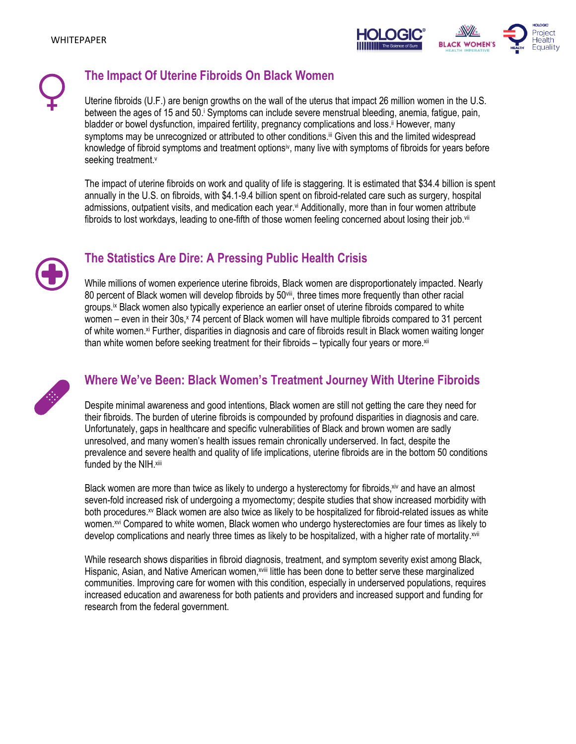## The Impact Of Uterine Fibroids On Black Women

Uterine fibroids (U.F.) are benign growths on the wall of the uterus that impact 26 million women in the U.S. between the ages of 15 and 50.[i] Symptoms can include severe menstrual bleeding, anemia, fatigue, pain, bladder or bowel dysfunction, impaired fertility, pregnancy complications and loss.[ii] However, many symptoms may be unrecognized or attributed to other conditions.[iii] Given this and the limited widespread knowledge of fibroid symptoms and treatment options[iv], many live with symptoms of fibroids for years before seeking treatment.[v]

The impact of uterine fibroids on work and quality of life is staggering. It is estimated that $34.4 billion is spent annually in the U.S. on fibroids, with $4.1-9.4 billion spent on fibroid-related care such as surgery, hospital admissions, outpatient visits, and medication each year.[vi] Additionally, more than in four women attribute fibroids to lost workdays, leading to one-fifth of those women feeling concerned about losing their job.[vii]

## The Statistics Are Dire: A Pressing Public Health Crisis

While millions of women experience uterine fibroids, Black women are disproportionately impacted. Nearly 80 percent of Black women will develop fibroids by 50[viii], three times more frequently than other racial groups.[ix] Black women also typically experience an earlier onset of uterine fibroids compared to white women – even in their 30s,[x] 74 percent of Black women will have multiple fibroids compared to 31 percent of white women.[xi] Further, disparities in diagnosis and care of fibroids result in Black women waiting longer than white women before seeking treatment for their fibroids – typically four years or more.[xii]

## Where We've Been: Black Women's Treatment Journey With Uterine Fibroids

Despite minimal awareness and good intentions, Black women are still not getting the care they need for their fibroids. The burden of uterine fibroids is compounded by profound disparities in diagnosis and care. Unfortunately, gaps in healthcare and specific vulnerabilities of Black and brown women are sadly unresolved, and many women's health issues remain chronically underserved. In fact, despite the prevalence and severe health and quality of life implications, uterine fibroids are in the bottom 50 conditions funded by the NIH.[xiii]

Black women are more than twice as likely to undergo a hysterectomy for fibroids,[xiv] and have an almost seven-fold increased risk of undergoing a myomectomy; despite studies that show increased morbidity with both procedures.[xv] Black women are also twice as likely to be hospitalized for fibroid-related issues as white women.[xvi] Compared to white women, Black women who undergo hysterectomies are four times as likely to develop complications and nearly three times as likely to be hospitalized, with a higher rate of mortality.[xvii]

While research shows disparities in fibroid diagnosis, treatment, and symptom severity exist among Black, Hispanic, Asian, and Native American women,[xviii] little has been done to better serve these marginalized communities. Improving care for women with this condition, especially in underserved populations, requires increased education and awareness for both patients and providers and increased support and funding for research from the federal government.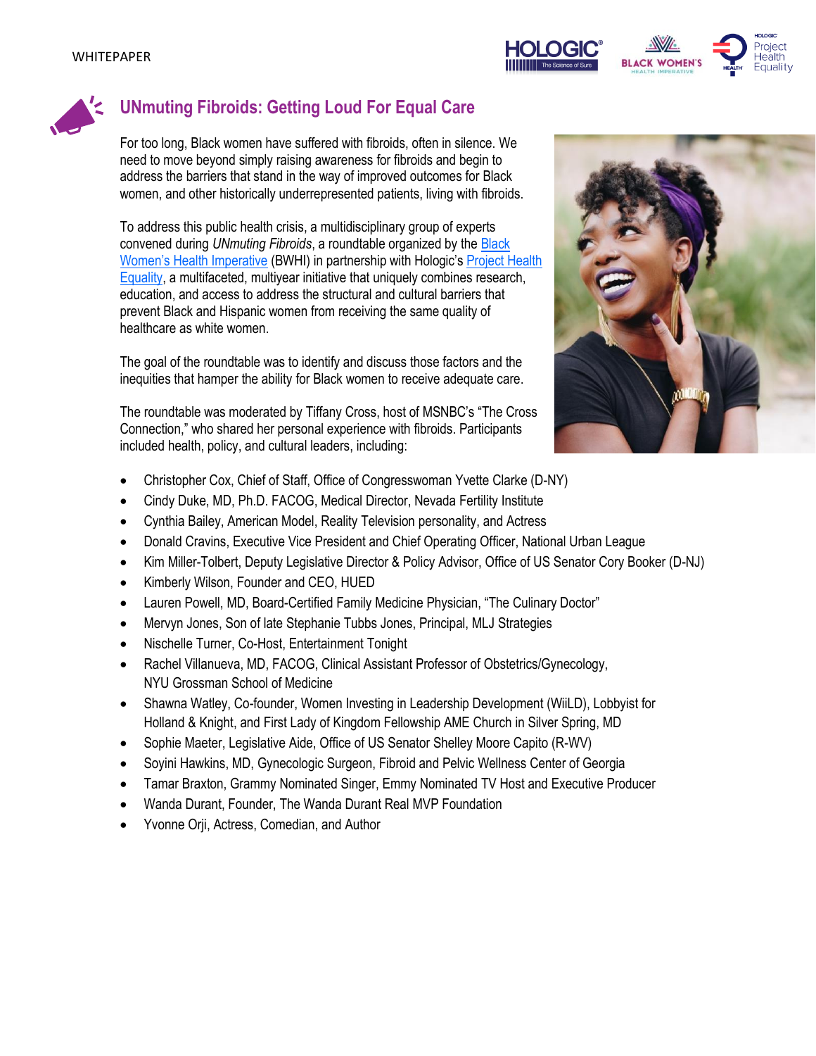# UNmuting Fibroids: Getting Loud For Equal Care

For too long, Black women have suffered with fibroids, often in silence. We need to move beyond simply raising awareness for fibroids and begin to address the barriers that stand in the way of improved outcomes for Black women, and other historically underrepresented patients, living with fibroids.

To address this public health crisis, a multidisciplinary group of experts convened during *UNmuting Fibroids*, a roundtable organized by the Black Women's Health Imperative (BWHI) in partnership with Hologic's Project Health Equality, a multifaceted, multiyear initiative that uniquely combines research, education, and access to address the structural and cultural barriers that prevent Black and Hispanic women from receiving the same quality of healthcare as white women.

The goal of the roundtable was to identify and discuss those factors and the inequities that hamper the ability for Black women to receive adequate care.

The roundtable was moderated by Tiffany Cross, host of MSNBC's "The Cross Connection," who shared her personal experience with fibroids. Participants included health, policy, and cultural leaders, including:

- Christopher Cox, Chief of Staff, Office of Congresswoman Yvette Clarke (D-NY)
- Cindy Duke, MD, Ph.D. FACOG, Medical Director, Nevada Fertility Institute
- Cynthia Bailey, American Model, Reality Television personality, and Actress
- Donald Cravins, Executive Vice President and Chief Operating Officer, National Urban League
- Kim Miller-Tolbert, Deputy Legislative Director & Policy Advisor, Office of US Senator Cory Booker (D-NJ)
- Kimberly Wilson, Founder and CEO, HUED
- Lauren Powell, MD, Board-Certified Family Medicine Physician, "The Culinary Doctor"
- Mervyn Jones, Son of late Stephanie Tubbs Jones, Principal, MLJ Strategies
- Nischelle Turner, Co-Host, Entertainment Tonight
- Rachel Villanueva, MD, FACOG, Clinical Assistant Professor of Obstetrics/Gynecology, NYU Grossman School of Medicine
- Shawna Watley, Co-founder, Women Investing in Leadership Development (WiiLD), Lobbyist for Holland & Knight, and First Lady of Kingdom Fellowship AME Church in Silver Spring, MD
- Sophie Maeter, Legislative Aide, Office of US Senator Shelley Moore Capito (R-WV)
- Soyini Hawkins, MD, Gynecologic Surgeon, Fibroid and Pelvic Wellness Center of Georgia
- Tamar Braxton, Grammy Nominated Singer, Emmy Nominated TV Host and Executive Producer
- Wanda Durant, Founder, The Wanda Durant Real MVP Foundation
- Yvonne Orji, Actress, Comedian, and Author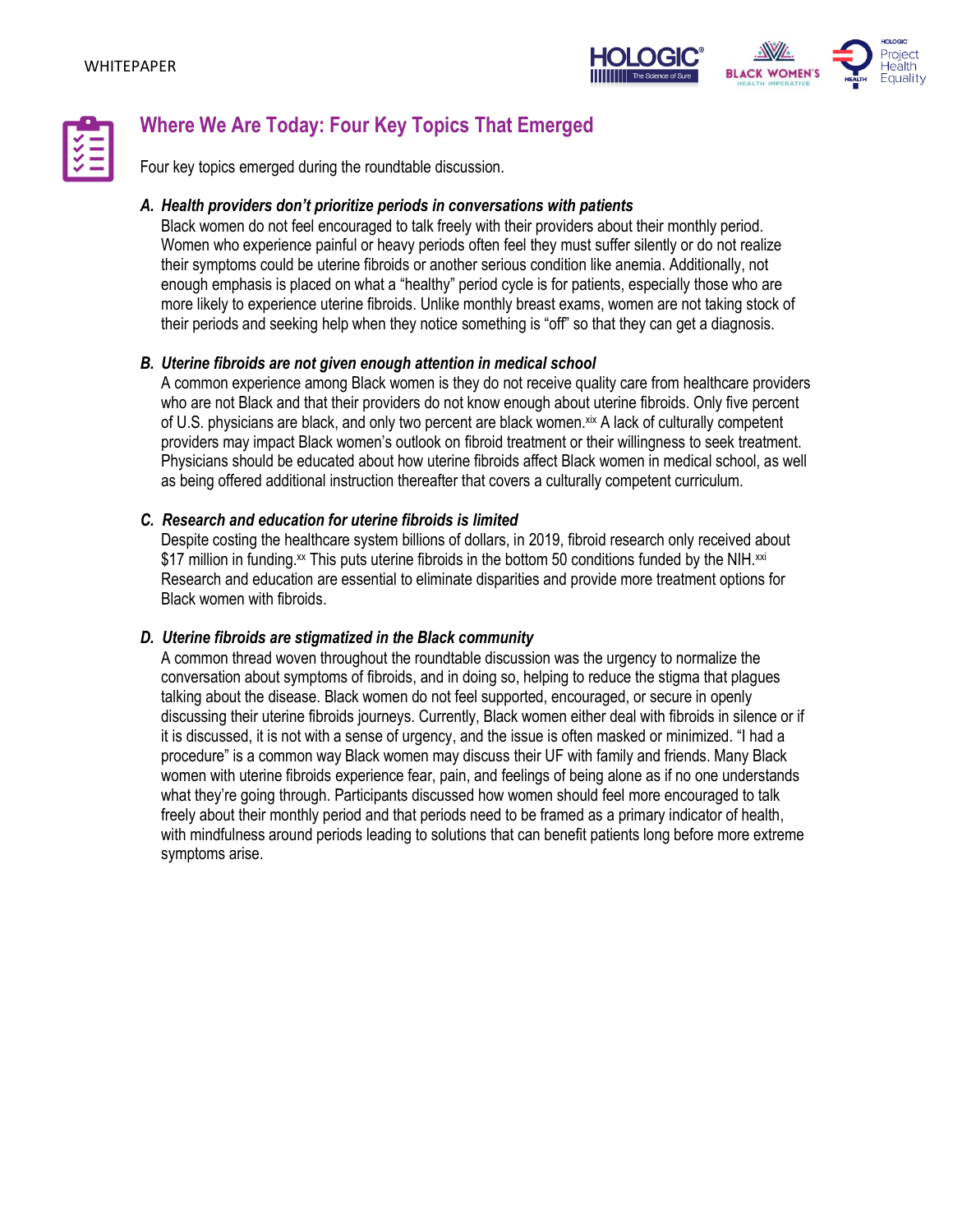## Where We Are Today: Four Key Topics That Emerged

Four key topics emerged during the roundtable discussion.

**A. *Health providers don't prioritize periods in conversations with patients***

Black women do not feel encouraged to talk freely with their providers about their monthly period. Women who experience painful or heavy periods often feel they must suffer silently or do not realize their symptoms could be uterine fibroids or another serious condition like anemia. Additionally, not enough emphasis is placed on what a "healthy" period cycle is for patients, especially those who are more likely to experience uterine fibroids. Unlike monthly breast exams, women are not taking stock of their periods and seeking help when they notice something is "off" so that they can get a diagnosis.

**B. *Uterine fibroids are not given enough attention in medical school***

A common experience among Black women is they do not receive quality care from healthcare providers who are not Black and that their providers do not know enough about uterine fibroids. Only five percent of U.S. physicians are black, and only two percent are black women.[xix] A lack of culturally competent providers may impact Black women's outlook on fibroid treatment or their willingness to seek treatment. Physicians should be educated about how uterine fibroids affect Black women in medical school, as well as being offered additional instruction thereafter that covers a culturally competent curriculum.

**C. *Research and education for uterine fibroids is limited***

Despite costing the healthcare system billions of dollars, in 2019, fibroid research only received about $17 million in funding.[xx] This puts uterine fibroids in the bottom 50 conditions funded by the NIH.[xxi] Research and education are essential to eliminate disparities and provide more treatment options for Black women with fibroids.

**D. *Uterine fibroids are stigmatized in the Black community***

A common thread woven throughout the roundtable discussion was the urgency to normalize the conversation about symptoms of fibroids, and in doing so, helping to reduce the stigma that plagues talking about the disease. Black women do not feel supported, encouraged, or secure in openly discussing their uterine fibroids journeys. Currently, Black women either deal with fibroids in silence or if it is discussed, it is not with a sense of urgency, and the issue is often masked or minimized. "I had a procedure" is a common way Black women may discuss their UF with family and friends. Many Black women with uterine fibroids experience fear, pain, and feelings of being alone as if no one understands what they're going through. Participants discussed how women should feel more encouraged to talk freely about their monthly period and that periods need to be framed as a primary indicator of health, with mindfulness around periods leading to solutions that can benefit patients long before more extreme symptoms arise.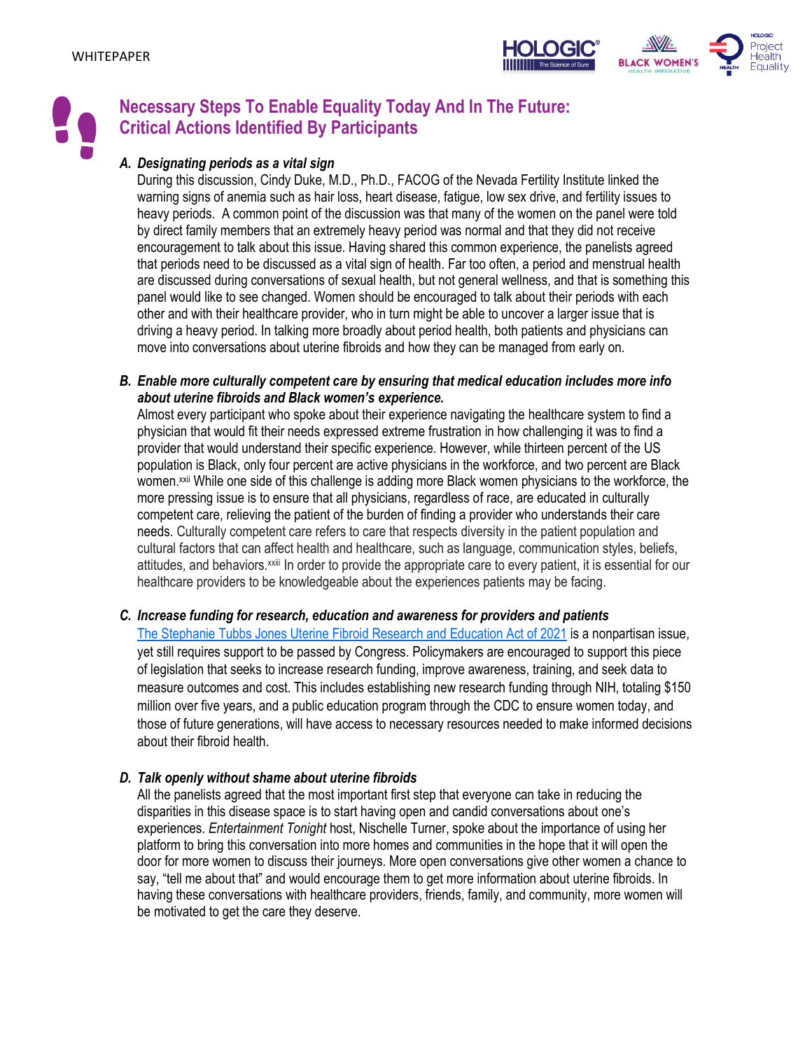## Necessary Steps To Enable Equality Today And In The Future: Critical Actions Identified By Participants

***A. Designating periods as a vital sign***

During this discussion, Cindy Duke, M.D., Ph.D., FACOG of the Nevada Fertility Institute linked the warning signs of anemia such as hair loss, heart disease, fatigue, low sex drive, and fertility issues to heavy periods. A common point of the discussion was that many of the women on the panel were told by direct family members that an extremely heavy period was normal and that they did not receive encouragement to talk about this issue. Having shared this common experience, the panelists agreed that periods need to be discussed as a vital sign of health. Far too often, a period and menstrual health are discussed during conversations of sexual health, but not general wellness, and that is something this panel would like to see changed. Women should be encouraged to talk about their periods with each other and with their healthcare provider, who in turn might be able to uncover a larger issue that is driving a heavy period. In talking more broadly about period health, both patients and physicians can move into conversations about uterine fibroids and how they can be managed from early on.

***B. Enable more culturally competent care by ensuring that medical education includes more info about uterine fibroids and Black women's experience.***

Almost every participant who spoke about their experience navigating the healthcare system to find a physician that would fit their needs expressed extreme frustration in how challenging it was to find a provider that would understand their specific experience. However, while thirteen percent of the US population is Black, only four percent are active physicians in the workforce, and two percent are Black women.[xxii] While one side of this challenge is adding more Black women physicians to the workforce, the more pressing issue is to ensure that all physicians, regardless of race, are educated in culturally competent care, relieving the patient of the burden of finding a provider who understands their care needs. Culturally competent care refers to care that respects diversity in the patient population and cultural factors that can affect health and healthcare, such as language, communication styles, beliefs, attitudes, and behaviors.[xxiii] In order to provide the appropriate care to every patient, it is essential for our healthcare providers to be knowledgeable about the experiences patients may be facing.

***C. Increase funding for research, education and awareness for providers and patients***

The Stephanie Tubbs Jones Uterine Fibroid Research and Education Act of 2021 is a nonpartisan issue, yet still requires support to be passed by Congress. Policymakers are encouraged to support this piece of legislation that seeks to increase research funding, improve awareness, training, and seek data to measure outcomes and cost. This includes establishing new research funding through NIH, totaling $150 million over five years, and a public education program through the CDC to ensure women today, and those of future generations, will have access to necessary resources needed to make informed decisions about their fibroid health.

***D. Talk openly without shame about uterine fibroids***

All the panelists agreed that the most important first step that everyone can take in reducing the disparities in this disease space is to start having open and candid conversations about one's experiences. *Entertainment Tonight* host, Nischelle Turner, spoke about the importance of using her platform to bring this conversation into more homes and communities in the hope that it will open the door for more women to discuss their journeys. More open conversations give other women a chance to say, "tell me about that" and would encourage them to get more information about uterine fibroids. In having these conversations with healthcare providers, friends, family, and community, more women will be motivated to get the care they deserve.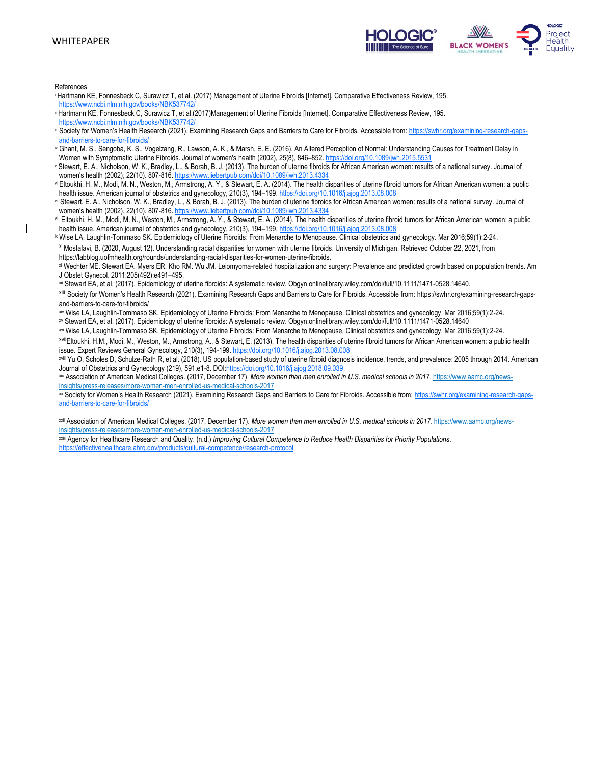References

[i] Hartmann KE, Fonnesbeck C, Surawicz T, et al. (2017) Management of Uterine Fibroids [Internet]. Comparative Effectiveness Review, 195. https://www.ncbi.nlm.nih.gov/books/NBK537742/

[ii] Hartmann KE, Fonnesbeck C, Surawicz T, et al.(2017)Management of Uterine Fibroids [Internet]. Comparative Effectiveness Review, 195. https://www.ncbi.nlm.nih.gov/books/NBK537742/

[iii] Society for Women's Health Research (2021). Examining Research Gaps and Barriers to Care for Fibroids. Accessible from: https://swhr.org/examining-research-gaps-and-barriers-to-care-for-fibroids/

[iv] Ghant, M. S., Sengoba, K. S., Vogelzang, R., Lawson, A. K., & Marsh, E. E. (2016). An Altered Perception of Normal: Understanding Causes for Treatment Delay in Women with Symptomatic Uterine Fibroids. Journal of women's health (2002), 25(8), 846–852. https://doi.org/10.1089/jwh.2015.5531

[v] Stewart, E. A., Nicholson, W. K., Bradley, L., & Borah, B. J. (2013). The burden of uterine fibroids for African American women: results of a national survey. Journal of women's health (2002), 22(10). 807-816. https://www.liebertpub.com/doi/10.1089/jwh.2013.4334

[vi] Eltoukhi, H. M., Modi, M. N., Weston, M., Armstrong, A. Y., & Stewart, E. A. (2014). The health disparities of uterine fibroid tumors for African American women: a public health issue. American journal of obstetrics and gynecology, 210(3), 194–199. https://doi.org/10.1016/j.ajog.2013.08.008

[vii] Stewart, E. A., Nicholson, W. K., Bradley, L., & Borah, B. J. (2013). The burden of uterine fibroids for African American women: results of a national survey. Journal of women's health (2002), 22(10). 807-816. https://www.liebertpub.com/doi/10.1089/jwh.2013.4334

[viii] Eltoukhi, H. M., Modi, M. N., Weston, M., Armstrong, A. Y., & Stewart, E. A. (2014). The health disparities of uterine fibroid tumors for African American women: a public health issue. American journal of obstetrics and gynecology, 210(3), 194–199. https://doi.org/10.1016/j.ajog.2013.08.008

[ix] Wise LA, Laughlin-Tommaso SK. Epidemiology of Uterine Fibroids: From Menarche to Menopause. Clinical obstetrics and gynecology. Mar 2016;59(1):2-24.

[x] Mostafavi, B. (2020, August 12). Understanding racial disparities for women with uterine fibroids. University of Michigan. Retrieved October 22, 2021, from https://labblog.uofmhealth.org/rounds/understanding-racial-disparities-for-women-uterine-fibroids.

[xi] Wechter ME. Stewart EA. Myers ER. Kho RM. Wu JM. Leiomyoma-related hospitalization and surgery: Prevalence and predicted growth based on population trends. Am J Obstet Gynecol. 2011;205(492):e491–495.

[xii] Stewart EA, et al. (2017). Epidemiology of uterine fibroids: A systematic review. Obgyn.onlinelibrary.wiley.com/doi/full/10.1111/1471-0528.14640.

[xiii] Society for Women's Health Research (2021). Examining Research Gaps and Barriers to Care for Fibroids. Accessible from: https://swhr.org/examining-research-gaps-and-barriers-to-care-for-fibroids/

[xiv] Wise LA, Laughlin-Tommaso SK. Epidemiology of Uterine Fibroids: From Menarche to Menopause. Clinical obstetrics and gynecology. Mar 2016;59(1):2-24.

[xv] Stewart EA, et al. (2017). Epidemiology of uterine fibroids: A systematic review. Obgyn.onlinelibrary.wiley.com/doi/full/10.1111/1471-0528.14640

[xvi] Wise LA, Laughlin-Tommaso SK. Epidemiology of Uterine Fibroids: From Menarche to Menopause. Clinical obstetrics and gynecology. Mar 2016;59(1):2-24.

[xvii] Eltoukhi, H.M., Modi, M., Weston, M., Armstrong, A., & Stewart, E. (2013). The health disparities of uterine fibroid tumors for African American women: a public health issue. Expert Reviews General Gynecology, 210(3), 194-199. https://doi.org/10.1016/j.ajog.2013.08.008

[xviii] Yu O, Scholes D, Schulze-Rath R, et al. (2018). US population-based study of uterine fibroid diagnosis incidence, trends, and prevalence: 2005 through 2014. American Journal of Obstetrics and Gynecology (219), 591.e1-8. DOI:https://doi.org/10.1016/j.ajog.2018.09.039.

[xix] Association of American Medical Colleges. (2017, December 17). *More women than men enrolled in U.S. medical schools in 2017*. https://www.aamc.org/news-insights/press-releases/more-women-men-enrolled-us-medical-schools-2017

[xx] Society for Women's Health Research (2021). Examining Research Gaps and Barriers to Care for Fibroids. Accessible from: https://swhr.org/examining-research-gaps-and-barriers-to-care-for-fibroids/

[xxii] Association of American Medical Colleges. (2017, December 17). *More women than men enrolled in U.S. medical schools in 2017*. https://www.aamc.org/news-insights/press-releases/more-women-men-enrolled-us-medical-schools-2017

[xxiii] Agency for Healthcare Research and Quality. (n.d.) *Improving Cultural Competence to Reduce Health Disparities for Priority Populations*. https://effectivehealthcare.ahrq.gov/products/cultural-competence/research-protocol